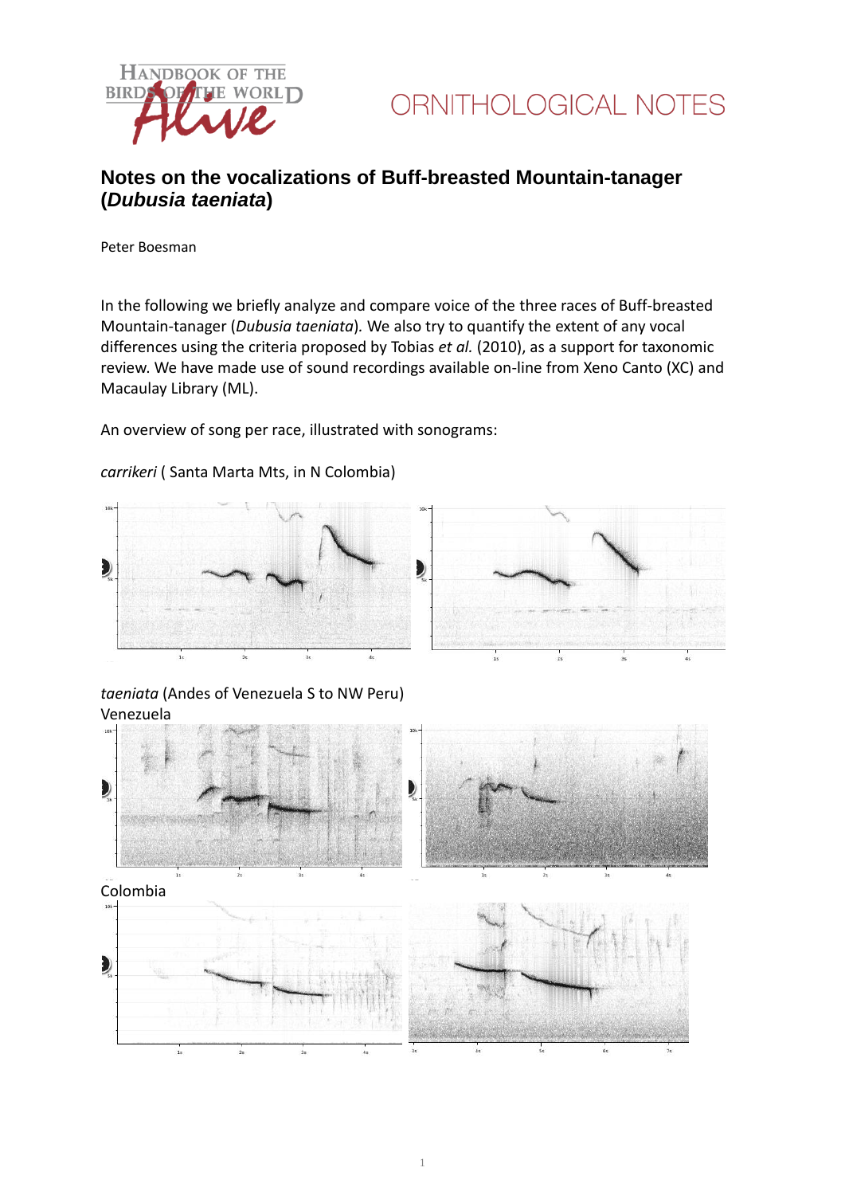ORNITHOLOGICAL NOTES

# Notes on the vocalizations of Buff-breasted Mountain-tanager (*Dubusia taeniata*)

Peter Boesman

In the following we briefly analyze and compare voice of the three races of Buff-breasted Mountain-tanager (*Dubusia taeniata*). We also try to quantify the extent of any vocal differences using the criteria proposed by Tobias *et al.* (2010), as a support for taxonomic review. We have made use of sound recordings available on-line from Xeno Canto (XC) and Macaulay Library (ML).

An overview of song per race, illustrated with sonograms:

*carrikeri* ( Santa Marta Mts, in N Colombia)

*taeniata* (Andes of Venezuela S to NW Peru)
Venezuela

Colombia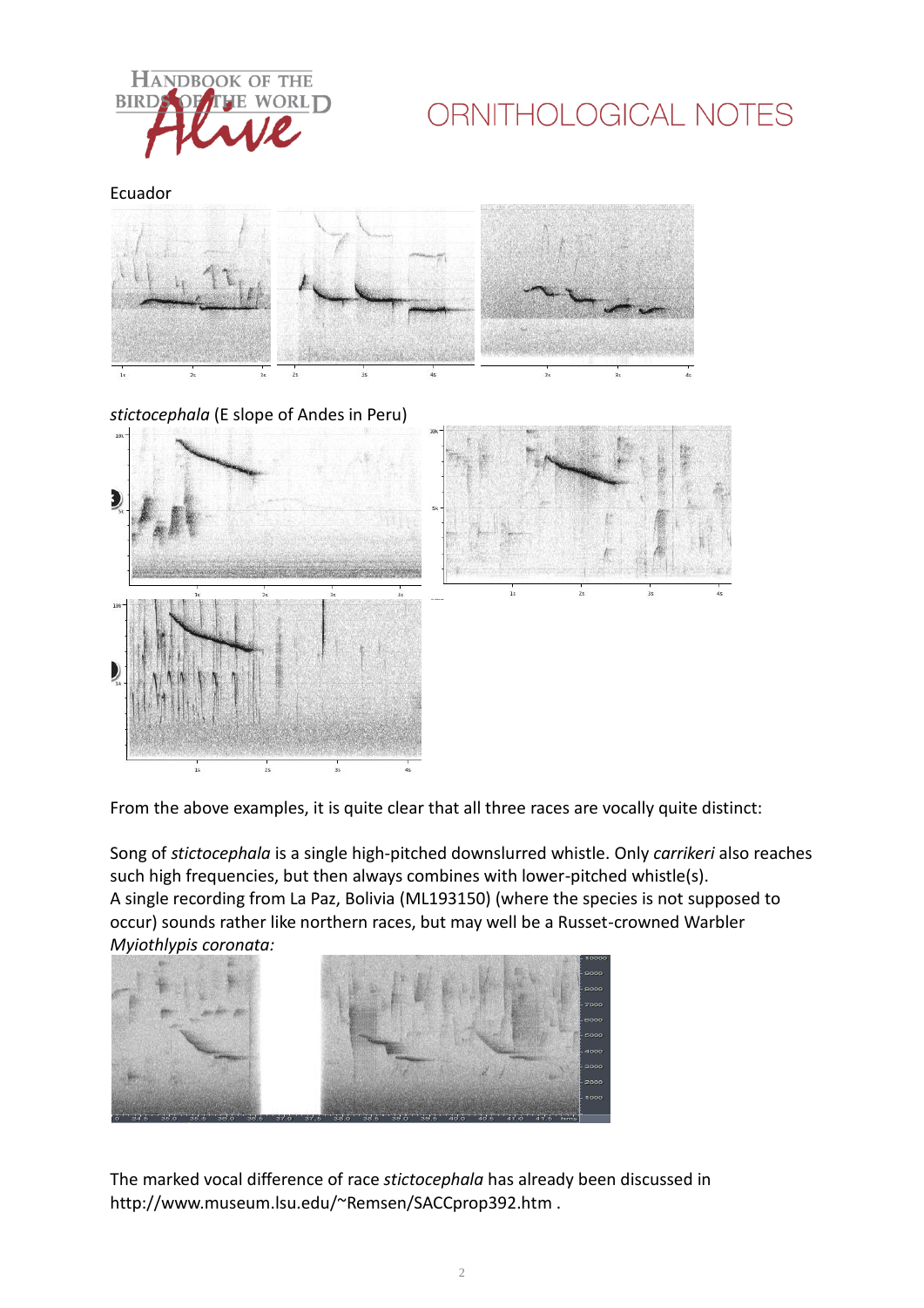Ecuador

*stictocephala* (E slope of Andes in Peru)

From the above examples, it is quite clear that all three races are vocally quite distinct:

Song of *stictocephala* is a single high-pitched downslurred whistle. Only *carrikeri* also reaches such high frequencies, but then always combines with lower-pitched whistle(s).
A single recording from La Paz, Bolivia (ML193150) (where the species is not supposed to occur) sounds rather like northern races, but may well be a Russet-crowned Warbler *Myiothlypis coronata:*

The marked vocal difference of race *stictocephala* has already been discussed in http://www.museum.lsu.edu/~Remsen/SACCprop392.htm .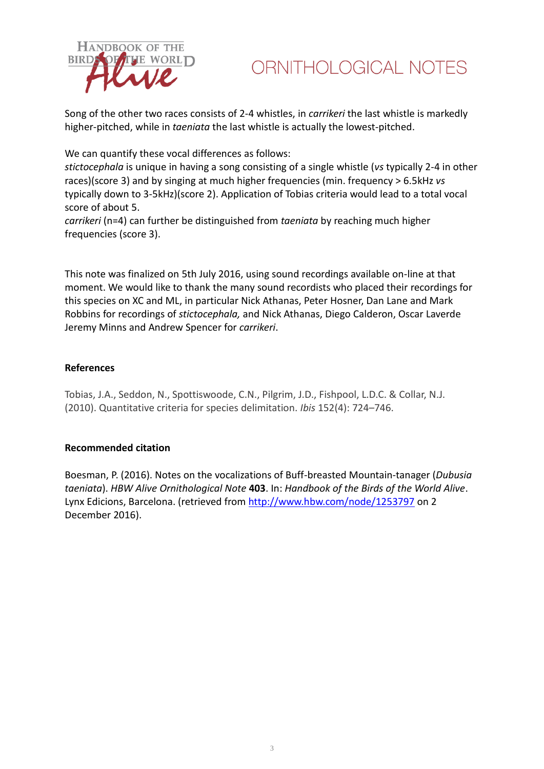Song of the other two races consists of 2-4 whistles, in *carrikeri* the last whistle is markedly higher-pitched, while in *taeniata* the last whistle is actually the lowest-pitched.

We can quantify these vocal differences as follows:
*stictocephala* is unique in having a song consisting of a single whistle (*vs* typically 2-4 in other races)(score 3) and by singing at much higher frequencies (min. frequency > 6.5kHz *vs* typically down to 3-5kHz)(score 2). Application of Tobias criteria would lead to a total vocal score of about 5.
*carrikeri* (n=4) can further be distinguished from *taeniata* by reaching much higher frequencies (score 3).

This note was finalized on 5th July 2016, using sound recordings available on-line at that moment. We would like to thank the many sound recordists who placed their recordings for this species on XC and ML, in particular Nick Athanas, Peter Hosner, Dan Lane and Mark Robbins for recordings of *stictocephala,* and Nick Athanas, Diego Calderon, Oscar Laverde Jeremy Minns and Andrew Spencer for *carrikeri*.

## References

Tobias, J.A., Seddon, N., Spottiswoode, C.N., Pilgrim, J.D., Fishpool, L.D.C. & Collar, N.J. (2010). Quantitative criteria for species delimitation. *Ibis* 152(4): 724–746.

## Recommended citation

Boesman, P. (2016). Notes on the vocalizations of Buff-breasted Mountain-tanager (*Dubusia taeniata*). *HBW Alive Ornithological Note* **403**. In: *Handbook of the Birds of the World Alive*. Lynx Edicions, Barcelona. (retrieved from http://www.hbw.com/node/1253797 on 2 December 2016).